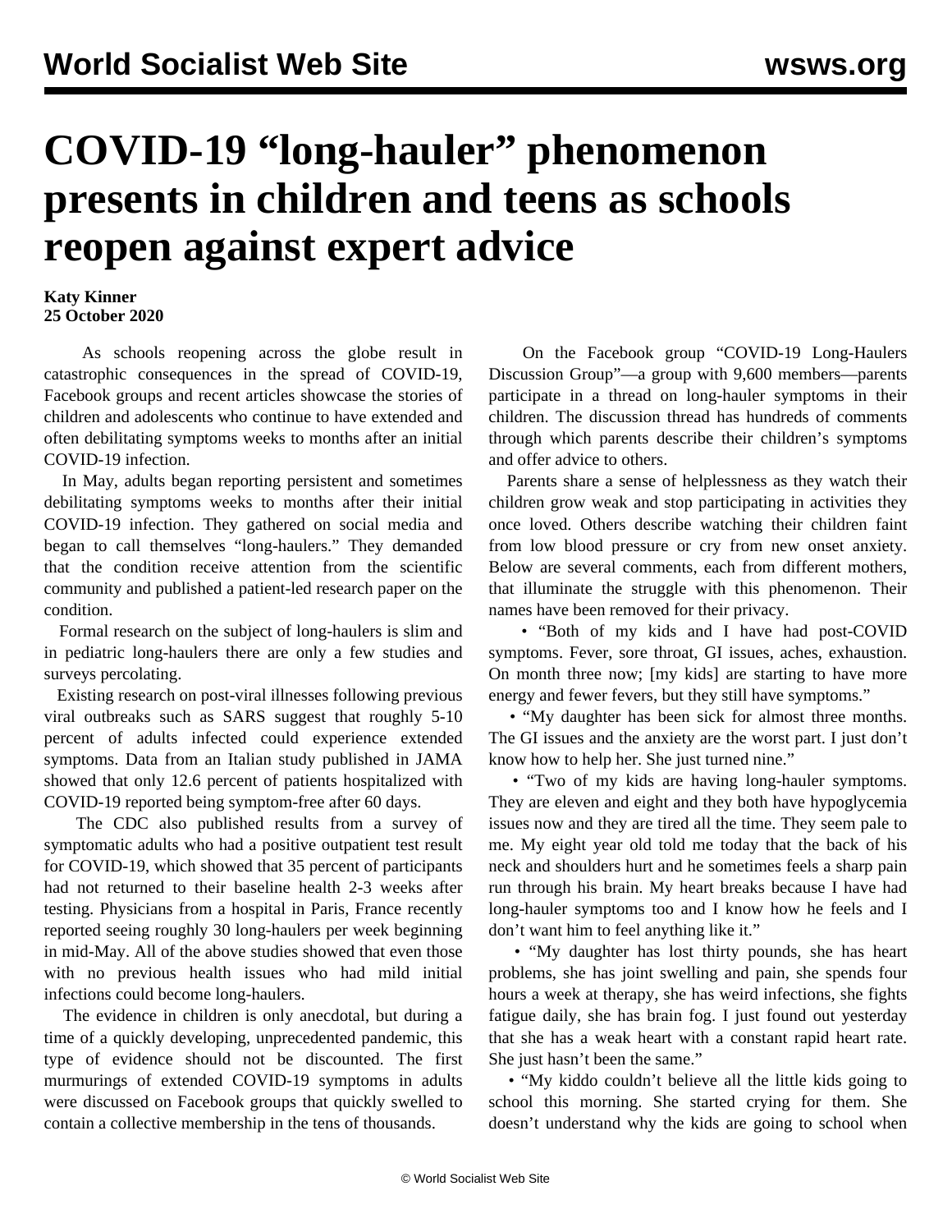# COVID-19 "long-hauler" phenomenon presents in children and teens as schools reopen against expert advice

**Katy Kinner**
**25 October 2020**

As schools reopening across the globe result in catastrophic consequences in the spread of COVID-19, Facebook groups and recent articles showcase the stories of children and adolescents who continue to have extended and often debilitating symptoms weeks to months after an initial COVID-19 infection.

In May, adults began reporting persistent and sometimes debilitating symptoms weeks to months after their initial COVID-19 infection. They gathered on social media and began to call themselves "long-haulers." They demanded that the condition receive attention from the scientific community and published a patient-led research paper on the condition.

Formal research on the subject of long-haulers is slim and in pediatric long-haulers there are only a few studies and surveys percolating.

Existing research on post-viral illnesses following previous viral outbreaks such as SARS suggest that roughly 5-10 percent of adults infected could experience extended symptoms. Data from an Italian study published in JAMA showed that only 12.6 percent of patients hospitalized with COVID-19 reported being symptom-free after 60 days.

The CDC also published results from a survey of symptomatic adults who had a positive outpatient test result for COVID-19, which showed that 35 percent of participants had not returned to their baseline health 2-3 weeks after testing. Physicians from a hospital in Paris, France recently reported seeing roughly 30 long-haulers per week beginning in mid-May. All of the above studies showed that even those with no previous health issues who had mild initial infections could become long-haulers.

The evidence in children is only anecdotal, but during a time of a quickly developing, unprecedented pandemic, this type of evidence should not be discounted. The first murmurings of extended COVID-19 symptoms in adults were discussed on Facebook groups that quickly swelled to contain a collective membership in the tens of thousands.

On the Facebook group "COVID-19 Long-Haulers Discussion Group"—a group with 9,600 members—parents participate in a thread on long-hauler symptoms in their children. The discussion thread has hundreds of comments through which parents describe their children's symptoms and offer advice to others.

Parents share a sense of helplessness as they watch their children grow weak and stop participating in activities they once loved. Others describe watching their children faint from low blood pressure or cry from new onset anxiety. Below are several comments, each from different mothers, that illuminate the struggle with this phenomenon. Their names have been removed for their privacy.

- "Both of my kids and I have had post-COVID symptoms. Fever, sore throat, GI issues, aches, exhaustion. On month three now; [my kids] are starting to have more energy and fewer fevers, but they still have symptoms."
- "My daughter has been sick for almost three months. The GI issues and the anxiety are the worst part. I just don't know how to help her. She just turned nine."
- "Two of my kids are having long-hauler symptoms. They are eleven and eight and they both have hypoglycemia issues now and they are tired all the time. They seem pale to me. My eight year old told me today that the back of his neck and shoulders hurt and he sometimes feels a sharp pain run through his brain. My heart breaks because I have had long-hauler symptoms too and I know how he feels and I don't want him to feel anything like it."
- "My daughter has lost thirty pounds, she has heart problems, she has joint swelling and pain, she spends four hours a week at therapy, she has weird infections, she fights fatigue daily, she has brain fog. I just found out yesterday that she has a weak heart with a constant rapid heart rate. She just hasn't been the same."
- "My kiddo couldn't believe all the little kids going to school this morning. She started crying for them. She doesn't understand why the kids are going to school when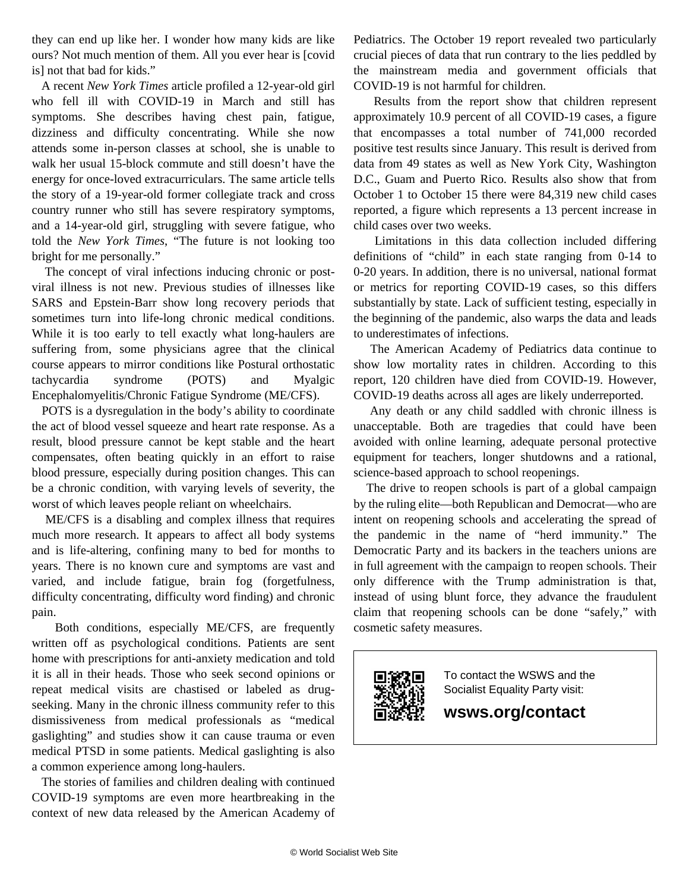they can end up like her. I wonder how many kids are like ours? Not much mention of them. All you ever hear is [covid is] not that bad for kids."

A recent *New York Times* article profiled a 12-year-old girl who fell ill with COVID-19 in March and still has symptoms. She describes having chest pain, fatigue, dizziness and difficulty concentrating. While she now attends some in-person classes at school, she is unable to walk her usual 15-block commute and still doesn't have the energy for once-loved extracurriculars. The same article tells the story of a 19-year-old former collegiate track and cross country runner who still has severe respiratory symptoms, and a 14-year-old girl, struggling with severe fatigue, who told the *New York Times*, "The future is not looking too bright for me personally."

The concept of viral infections inducing chronic or post-viral illness is not new. Previous studies of illnesses like SARS and Epstein-Barr show long recovery periods that sometimes turn into life-long chronic medical conditions. While it is too early to tell exactly what long-haulers are suffering from, some physicians agree that the clinical course appears to mirror conditions like Postural orthostatic tachycardia syndrome (POTS) and Myalgic Encephalomyelitis/Chronic Fatigue Syndrome (ME/CFS).

POTS is a dysregulation in the body's ability to coordinate the act of blood vessel squeeze and heart rate response. As a result, blood pressure cannot be kept stable and the heart compensates, often beating quickly in an effort to raise blood pressure, especially during position changes. This can be a chronic condition, with varying levels of severity, the worst of which leaves people reliant on wheelchairs.

ME/CFS is a disabling and complex illness that requires much more research. It appears to affect all body systems and is life-altering, confining many to bed for months to years. There is no known cure and symptoms are vast and varied, and include fatigue, brain fog (forgetfulness, difficulty concentrating, difficulty word finding) and chronic pain.

Both conditions, especially ME/CFS, are frequently written off as psychological conditions. Patients are sent home with prescriptions for anti-anxiety medication and told it is all in their heads. Those who seek second opinions or repeat medical visits are chastised or labeled as drug-seeking. Many in the chronic illness community refer to this dismissiveness from medical professionals as "medical gaslighting" and studies show it can cause trauma or even medical PTSD in some patients. Medical gaslighting is also a common experience among long-haulers.

The stories of families and children dealing with continued COVID-19 symptoms are even more heartbreaking in the context of new data released by the American Academy of Pediatrics. The October 19 report revealed two particularly crucial pieces of data that run contrary to the lies peddled by the mainstream media and government officials that COVID-19 is not harmful for children.

Results from the report show that children represent approximately 10.9 percent of all COVID-19 cases, a figure that encompasses a total number of 741,000 recorded positive test results since January. This result is derived from data from 49 states as well as New York City, Washington D.C., Guam and Puerto Rico. Results also show that from October 1 to October 15 there were 84,319 new child cases reported, a figure which represents a 13 percent increase in child cases over two weeks.

Limitations in this data collection included differing definitions of "child" in each state ranging from 0-14 to 0-20 years. In addition, there is no universal, national format or metrics for reporting COVID-19 cases, so this differs substantially by state. Lack of sufficient testing, especially in the beginning of the pandemic, also warps the data and leads to underestimates of infections.

The American Academy of Pediatrics data continue to show low mortality rates in children. According to this report, 120 children have died from COVID-19. However, COVID-19 deaths across all ages are likely underreported.

Any death or any child saddled with chronic illness is unacceptable. Both are tragedies that could have been avoided with online learning, adequate personal protective equipment for teachers, longer shutdowns and a rational, science-based approach to school reopenings.

The drive to reopen schools is part of a global campaign by the ruling elite—both Republican and Democrat—who are intent on reopening schools and accelerating the spread of the pandemic in the name of "herd immunity." The Democratic Party and its backers in the teachers unions are in full agreement with the campaign to reopen schools. Their only difference with the Trump administration is that, instead of using blunt force, they advance the fraudulent claim that reopening schools can be done "safely," with cosmetic safety measures.

To contact the WSWS and the Socialist Equality Party visit:

**wsws.org/contact**